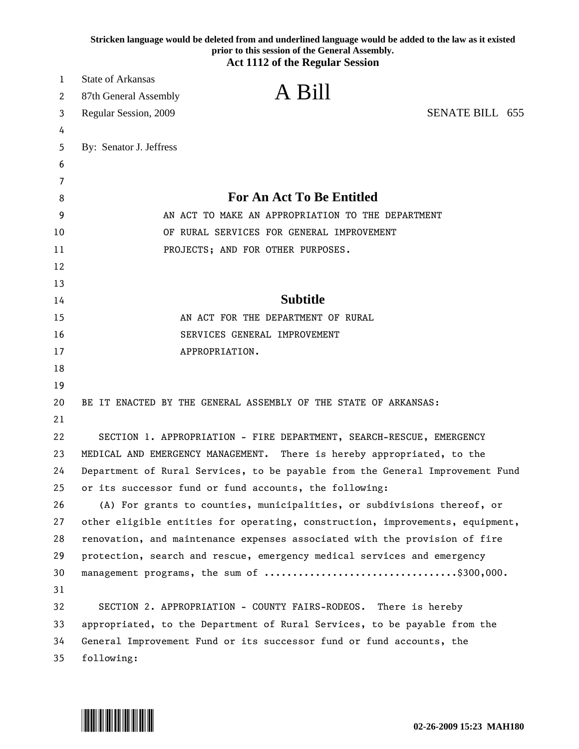Stricken language would be deleted from and underlined language would be added to the law as it existed prior to this session of the General Assembly.

**Act 1112 of the Regular Session**

State of Arkansas
87th General Assembly
Regular Session, 2009

# A Bill

SENATE BILL 655

By: Senator J. Jeffress

## For An Act To Be Entitled

AN ACT TO MAKE AN APPROPRIATION TO THE DEPARTMENT OF RURAL SERVICES FOR GENERAL IMPROVEMENT PROJECTS; AND FOR OTHER PURPOSES.

## Subtitle

AN ACT FOR THE DEPARTMENT OF RURAL SERVICES GENERAL IMPROVEMENT APPROPRIATION.

BE IT ENACTED BY THE GENERAL ASSEMBLY OF THE STATE OF ARKANSAS:

SECTION 1. APPROPRIATION - FIRE DEPARTMENT, SEARCH-RESCUE, EMERGENCY MEDICAL AND EMERGENCY MANAGEMENT. There is hereby appropriated, to the Department of Rural Services, to be payable from the General Improvement Fund or its successor fund or fund accounts, the following:

(A) For grants to counties, municipalities, or subdivisions thereof, or other eligible entities for operating, construction, improvements, equipment, renovation, and maintenance expenses associated with the provision of fire protection, search and rescue, emergency medical services and emergency management programs, the sum of .................................$300,000.

SECTION 2. APPROPRIATION - COUNTY FAIRS-RODEOS. There is hereby appropriated, to the Department of Rural Services, to be payable from the General Improvement Fund or its successor fund or fund accounts, the following: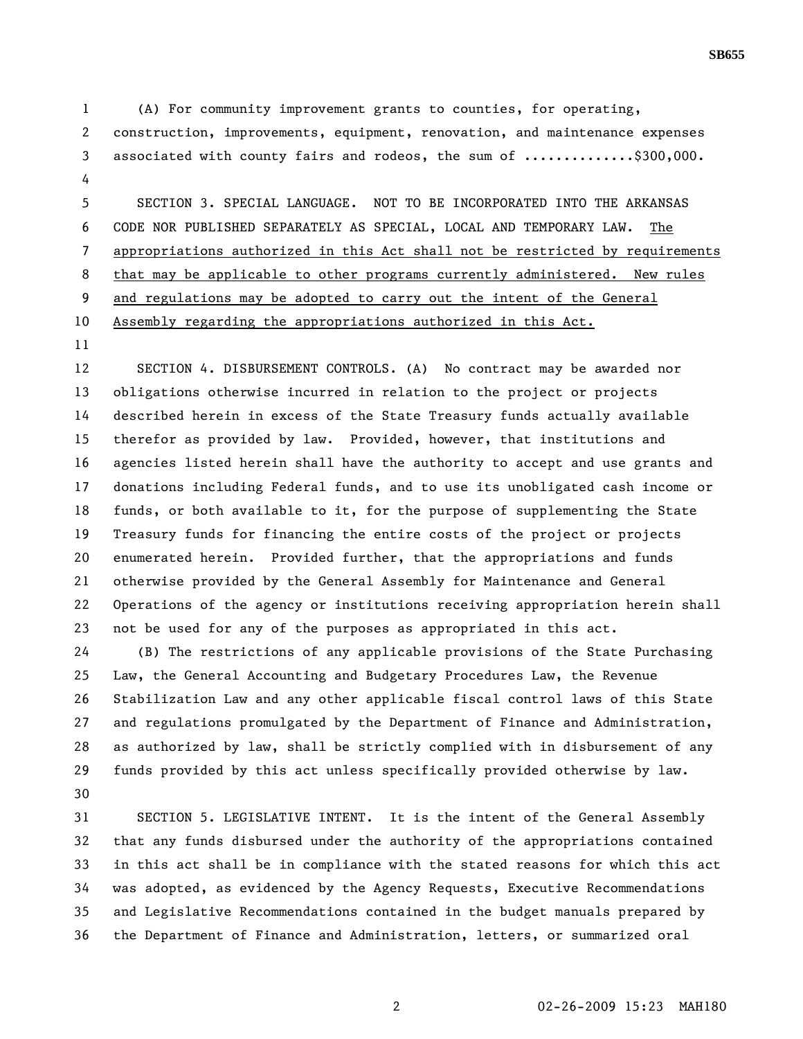(A) For community improvement grants to counties, for operating, construction, improvements, equipment, renovation, and maintenance expenses associated with county fairs and rodeos, the sum of .............$300,000.

SECTION 3. SPECIAL LANGUAGE. NOT TO BE INCORPORATED INTO THE ARKANSAS CODE NOR PUBLISHED SEPARATELY AS SPECIAL, LOCAL AND TEMPORARY LAW. The appropriations authorized in this Act shall not be restricted by requirements that may be applicable to other programs currently administered. New rules and regulations may be adopted to carry out the intent of the General Assembly regarding the appropriations authorized in this Act.

SECTION 4. DISBURSEMENT CONTROLS. (A) No contract may be awarded nor obligations otherwise incurred in relation to the project or projects described herein in excess of the State Treasury funds actually available therefor as provided by law. Provided, however, that institutions and agencies listed herein shall have the authority to accept and use grants and donations including Federal funds, and to use its unobligated cash income or funds, or both available to it, for the purpose of supplementing the State Treasury funds for financing the entire costs of the project or projects enumerated herein. Provided further, that the appropriations and funds otherwise provided by the General Assembly for Maintenance and General Operations of the agency or institutions receiving appropriation herein shall not be used for any of the purposes as appropriated in this act.

(B) The restrictions of any applicable provisions of the State Purchasing Law, the General Accounting and Budgetary Procedures Law, the Revenue Stabilization Law and any other applicable fiscal control laws of this State and regulations promulgated by the Department of Finance and Administration, as authorized by law, shall be strictly complied with in disbursement of any funds provided by this act unless specifically provided otherwise by law.

SECTION 5. LEGISLATIVE INTENT. It is the intent of the General Assembly that any funds disbursed under the authority of the appropriations contained in this act shall be in compliance with the stated reasons for which this act was adopted, as evidenced by the Agency Requests, Executive Recommendations and Legislative Recommendations contained in the budget manuals prepared by the Department of Finance and Administration, letters, or summarized oral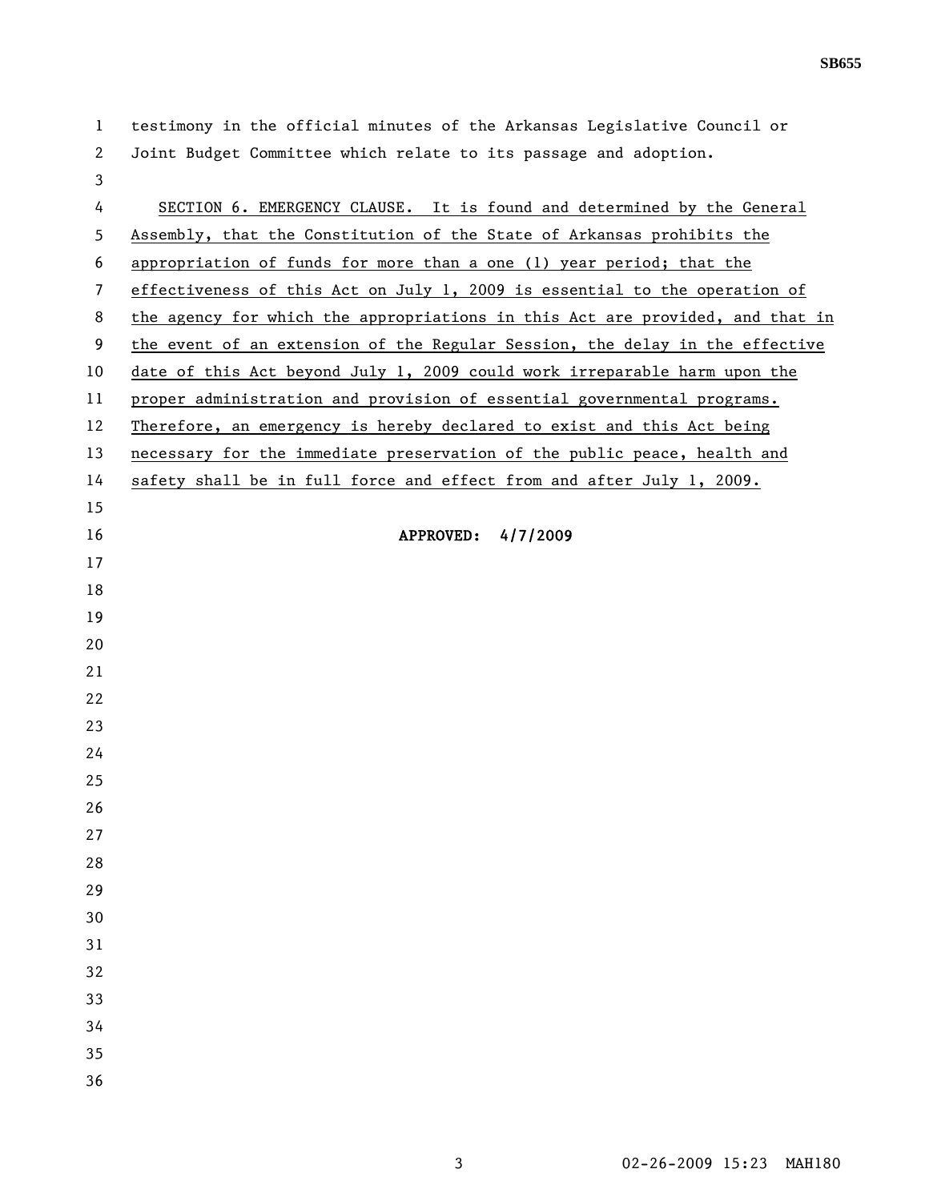testimony in the official minutes of the Arkansas Legislative Council or Joint Budget Committee which relate to its passage and adoption.

SECTION 6. EMERGENCY CLAUSE. It is found and determined by the General Assembly, that the Constitution of the State of Arkansas prohibits the appropriation of funds for more than a one (1) year period; that the effectiveness of this Act on July 1, 2009 is essential to the operation of the agency for which the appropriations in this Act are provided, and that in the event of an extension of the Regular Session, the delay in the effective date of this Act beyond July 1, 2009 could work irreparable harm upon the proper administration and provision of essential governmental programs. Therefore, an emergency is hereby declared to exist and this Act being necessary for the immediate preservation of the public peace, health and safety shall be in full force and effect from and after July 1, 2009.

**APPROVED: 4/7/2009**